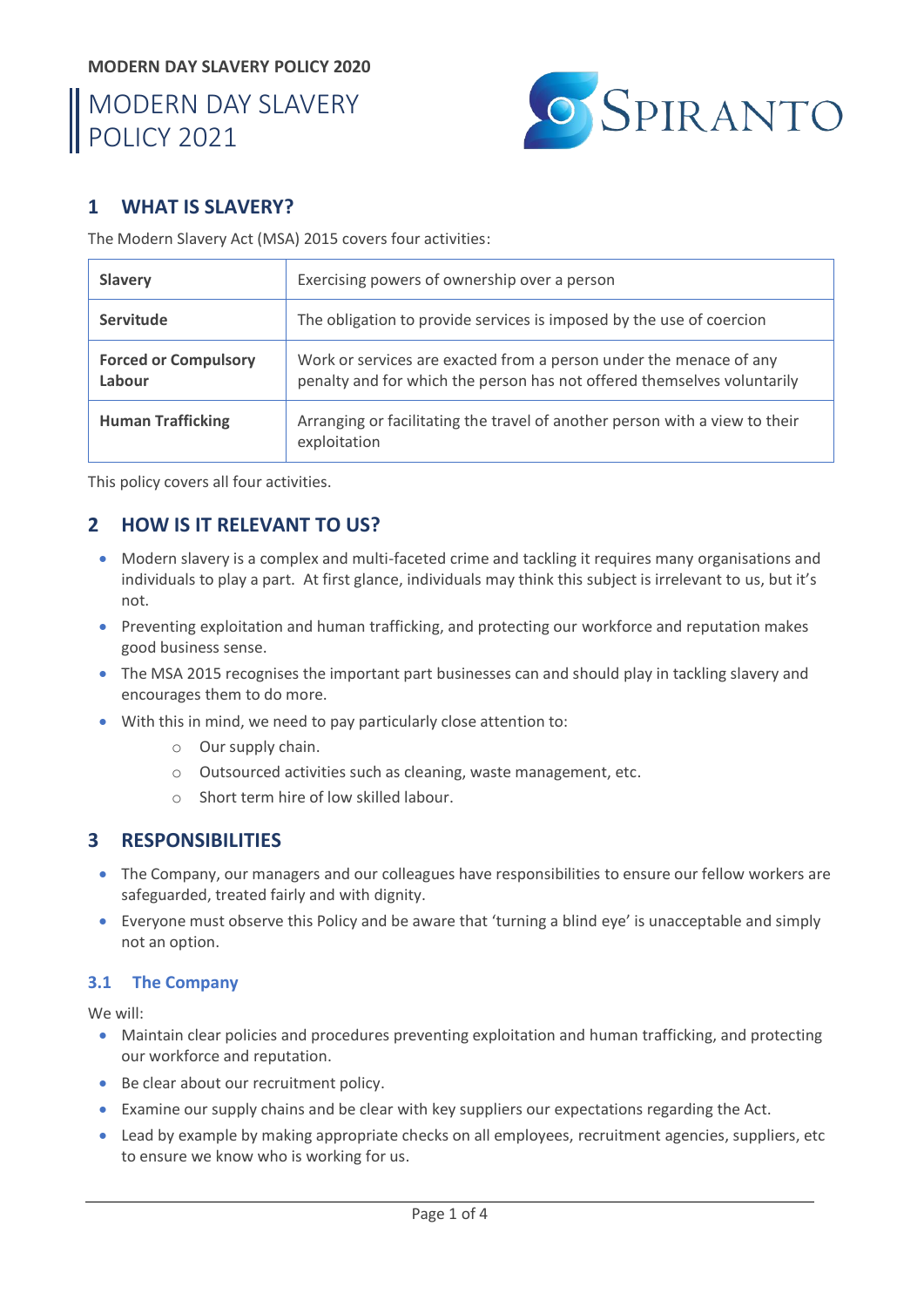# MODERN DAY SLAVERY POLICY 2021

## 1 WHAT IS SLAVERY?

The Modern Slavery Act (MSA) 2015 covers four activities:

| | |
|---|---|
| **Slavery** | Exercising powers of ownership over a person |
| **Servitude** | The obligation to provide services is imposed by the use of coercion |
| **Forced or Compulsory Labour** | Work or services are exacted from a person under the menace of any penalty and for which the person has not offered themselves voluntarily |
| **Human Trafficking** | Arranging or facilitating the travel of another person with a view to their exploitation |

This policy covers all four activities.

## 2 HOW IS IT RELEVANT TO US?

- Modern slavery is a complex and multi-faceted crime and tackling it requires many organisations and individuals to play a part. At first glance, individuals may think this subject is irrelevant to us, but it's not.
- Preventing exploitation and human trafficking, and protecting our workforce and reputation makes good business sense.
- The MSA 2015 recognises the important part businesses can and should play in tackling slavery and encourages them to do more.
- With this in mind, we need to pay particularly close attention to:
  - Our supply chain.
  - Outsourced activities such as cleaning, waste management, etc.
  - Short term hire of low skilled labour.

## 3 RESPONSIBILITIES

- The Company, our managers and our colleagues have responsibilities to ensure our fellow workers are safeguarded, treated fairly and with dignity.
- Everyone must observe this Policy and be aware that 'turning a blind eye' is unacceptable and simply not an option.

### 3.1 The Company

We will:

- Maintain clear policies and procedures preventing exploitation and human trafficking, and protecting our workforce and reputation.
- Be clear about our recruitment policy.
- Examine our supply chains and be clear with key suppliers our expectations regarding the Act.
- Lead by example by making appropriate checks on all employees, recruitment agencies, suppliers, etc to ensure we know who is working for us.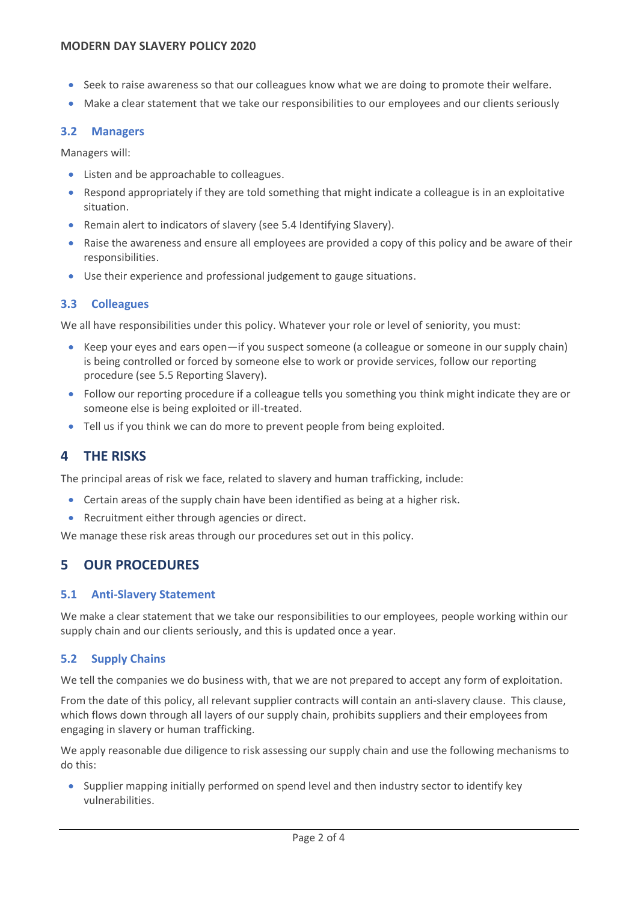- Seek to raise awareness so that our colleagues know what we are doing to promote their welfare.
- Make a clear statement that we take our responsibilities to our employees and our clients seriously

### 3.2 Managers

Managers will:

- Listen and be approachable to colleagues.
- Respond appropriately if they are told something that might indicate a colleague is in an exploitative situation.
- Remain alert to indicators of slavery (see 5.4 Identifying Slavery).
- Raise the awareness and ensure all employees are provided a copy of this policy and be aware of their responsibilities.
- Use their experience and professional judgement to gauge situations.

### 3.3 Colleagues

We all have responsibilities under this policy. Whatever your role or level of seniority, you must:

- Keep your eyes and ears open—if you suspect someone (a colleague or someone in our supply chain) is being controlled or forced by someone else to work or provide services, follow our reporting procedure (see 5.5 Reporting Slavery).
- Follow our reporting procedure if a colleague tells you something you think might indicate they are or someone else is being exploited or ill-treated.
- Tell us if you think we can do more to prevent people from being exploited.

## 4 THE RISKS

The principal areas of risk we face, related to slavery and human trafficking, include:

- Certain areas of the supply chain have been identified as being at a higher risk.
- Recruitment either through agencies or direct.

We manage these risk areas through our procedures set out in this policy.

## 5 OUR PROCEDURES

### 5.1 Anti-Slavery Statement

We make a clear statement that we take our responsibilities to our employees, people working within our supply chain and our clients seriously, and this is updated once a year.

### 5.2 Supply Chains

We tell the companies we do business with, that we are not prepared to accept any form of exploitation.

From the date of this policy, all relevant supplier contracts will contain an anti-slavery clause. This clause, which flows down through all layers of our supply chain, prohibits suppliers and their employees from engaging in slavery or human trafficking.

We apply reasonable due diligence to risk assessing our supply chain and use the following mechanisms to do this:

- Supplier mapping initially performed on spend level and then industry sector to identify key vulnerabilities.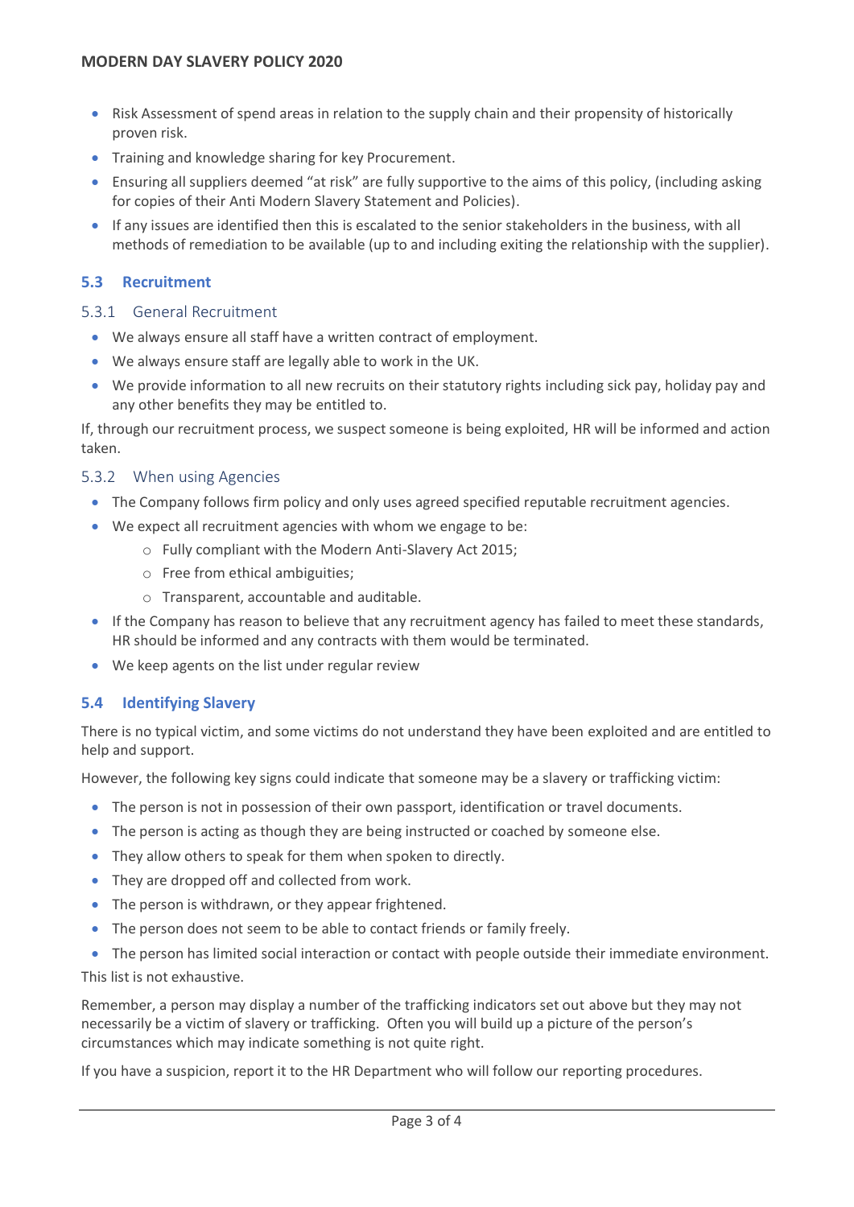- Risk Assessment of spend areas in relation to the supply chain and their propensity of historically proven risk.
- Training and knowledge sharing for key Procurement.
- Ensuring all suppliers deemed “at risk” are fully supportive to the aims of this policy, (including asking for copies of their Anti Modern Slavery Statement and Policies).
- If any issues are identified then this is escalated to the senior stakeholders in the business, with all methods of remediation to be available (up to and including exiting the relationship with the supplier).

## 5.3 Recruitment

### 5.3.1 General Recruitment

- We always ensure all staff have a written contract of employment.
- We always ensure staff are legally able to work in the UK.
- We provide information to all new recruits on their statutory rights including sick pay, holiday pay and any other benefits they may be entitled to.

If, through our recruitment process, we suspect someone is being exploited, HR will be informed and action taken.

### 5.3.2 When using Agencies

- The Company follows firm policy and only uses agreed specified reputable recruitment agencies.
- We expect all recruitment agencies with whom we engage to be:
    - Fully compliant with the Modern Anti-Slavery Act 2015;
    - Free from ethical ambiguities;
    - Transparent, accountable and auditable.
- If the Company has reason to believe that any recruitment agency has failed to meet these standards, HR should be informed and any contracts with them would be terminated.
- We keep agents on the list under regular review

## 5.4 Identifying Slavery

There is no typical victim, and some victims do not understand they have been exploited and are entitled to help and support.

However, the following key signs could indicate that someone may be a slavery or trafficking victim:

- The person is not in possession of their own passport, identification or travel documents.
- The person is acting as though they are being instructed or coached by someone else.
- They allow others to speak for them when spoken to directly.
- They are dropped off and collected from work.
- The person is withdrawn, or they appear frightened.
- The person does not seem to be able to contact friends or family freely.
- The person has limited social interaction or contact with people outside their immediate environment.

This list is not exhaustive.

Remember, a person may display a number of the trafficking indicators set out above but they may not necessarily be a victim of slavery or trafficking. Often you will build up a picture of the person’s circumstances which may indicate something is not quite right.

If you have a suspicion, report it to the HR Department who will follow our reporting procedures.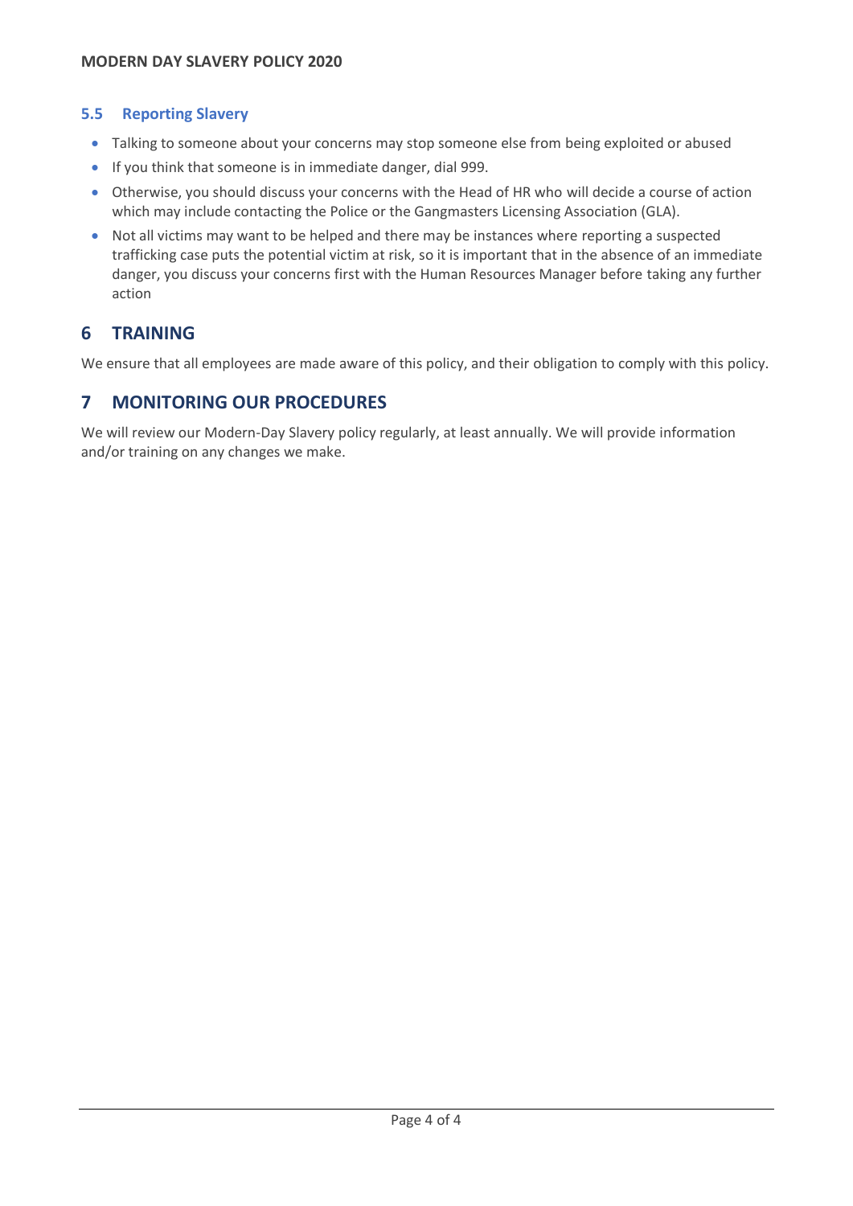### 5.5 Reporting Slavery

- Talking to someone about your concerns may stop someone else from being exploited or abused
- If you think that someone is in immediate danger, dial 999.
- Otherwise, you should discuss your concerns with the Head of HR who will decide a course of action which may include contacting the Police or the Gangmasters Licensing Association (GLA).
- Not all victims may want to be helped and there may be instances where reporting a suspected trafficking case puts the potential victim at risk, so it is important that in the absence of an immediate danger, you discuss your concerns first with the Human Resources Manager before taking any further action

## 6 TRAINING

We ensure that all employees are made aware of this policy, and their obligation to comply with this policy.

## 7 MONITORING OUR PROCEDURES

We will review our Modern-Day Slavery policy regularly, at least annually. We will provide information and/or training on any changes we make.